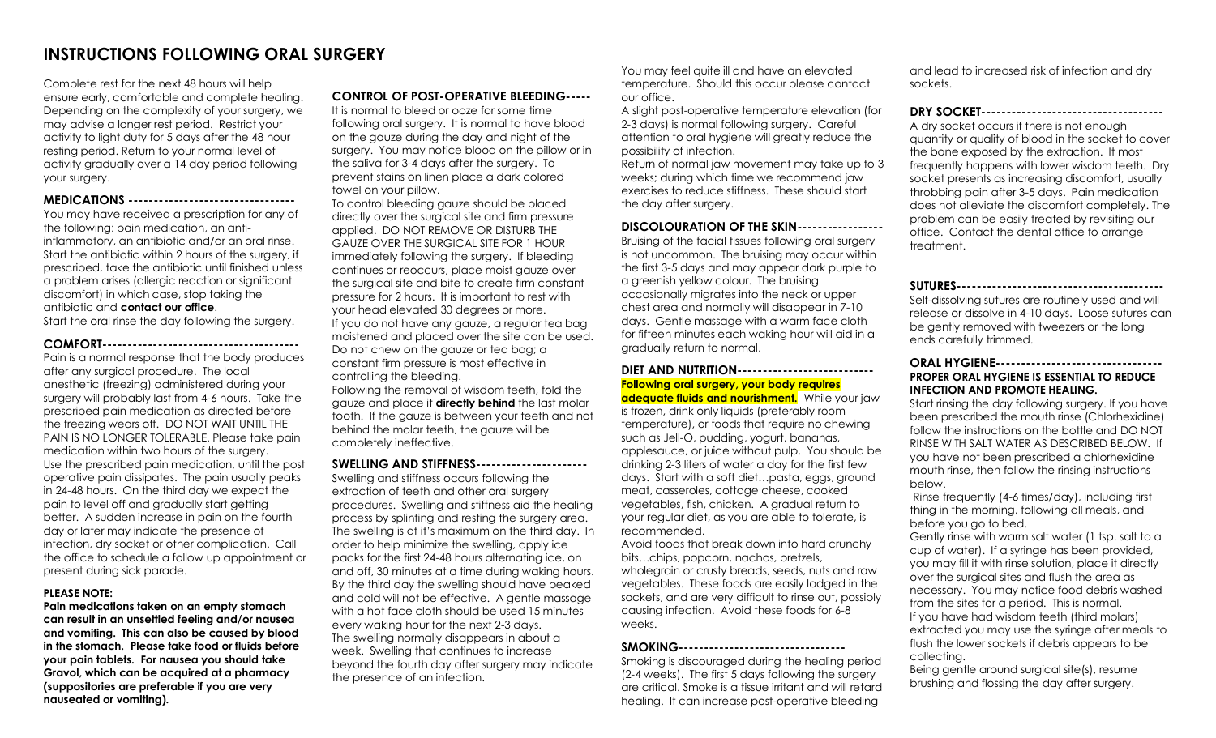# INSTRUCTIONS FOLLOWING ORAL SURGERY

Complete rest for the next 48 hours will help ensure early, comfortable and complete healing. Depending on the complexity of your surgery, we may advise a longer rest period. Restrict your activity to light duty for 5 days after the 48 hour resting period. Return to your normal level of activity gradually over a 14 day period following your surgery.

## MEDICATIONS --------------------------------

You may have received a prescription for any of the following: pain medication, an anti-inflammatory, an antibiotic and/or an oral rinse. Start the antibiotic within 2 hours of the surgery, if prescribed, take the antibiotic until finished unless a problem arises (allergic reaction or significant discomfort) in which case, stop taking the antibiotic and **contact our office**.
Start the oral rinse the day following the surgery.

## COMFORT---------------------------------------

Pain is a normal response that the body produces after any surgical procedure. The local anesthetic (freezing) administered during your surgery will probably last from 4-6 hours. Take the prescribed pain medication as directed before the freezing wears off. DO NOT WAIT UNTIL THE PAIN IS NO LONGER TOLERABLE. Please take pain medication within two hours of the surgery.
Use the prescribed pain medication, until the post operative pain dissipates. The pain usually peaks in 24-48 hours. On the third day we expect the pain to level off and gradually start getting better. A sudden increase in pain on the fourth day or later may indicate the presence of infection, dry socket or other complication. Call the office to schedule a follow up appointment or present during sick parade.

**PLEASE NOTE:**

**Pain medications taken on an empty stomach can result in an unsettled feeling and/or nausea and vomiting. This can also be caused by blood in the stomach. Please take food or fluids before your pain tablets. For nausea you should take Gravol, which can be acquired at a pharmacy (suppositories are preferable if you are very nauseated or vomiting).**

## CONTROL OF POST-OPERATIVE BLEEDING-----

It is normal to bleed or ooze for some time following oral surgery. It is normal to have blood on the gauze during the day and night of the surgery. You may notice blood on the pillow or in the saliva for 3-4 days after the surgery. To prevent stains on linen place a dark colored towel on your pillow.
To control bleeding gauze should be placed directly over the surgical site and firm pressure applied. DO NOT REMOVE OR DISTURB THE GAUZE OVER THE SURGICAL SITE FOR 1 HOUR immediately following the surgery. If bleeding continues or reoccurs, place moist gauze over the surgical site and bite to create firm constant pressure for 2 hours. It is important to rest with your head elevated 30 degrees or more.
If you do not have any gauze, a regular tea bag moistened and placed over the site can be used. Do not chew on the gauze or tea bag; a constant firm pressure is most effective in controlling the bleeding.
Following the removal of wisdom teeth, fold the gauze and place it **directly behind** the last molar tooth. If the gauze is between your teeth and not behind the molar teeth, the gauze will be completely ineffective.

## SWELLING AND STIFFNESS---------------------

Swelling and stiffness occurs following the extraction of teeth and other oral surgery procedures. Swelling and stiffness aid the healing process by splinting and resting the surgery area. The swelling is at it's maximum on the third day. In order to help minimize the swelling, apply ice packs for the first 24-48 hours alternating ice, on and off, 30 minutes at a time during waking hours. By the third day the swelling should have peaked and cold will not be effective. A gentle massage with a hot face cloth should be used 15 minutes every waking hour for the next 2-3 days.
The swelling normally disappears in about a week. Swelling that continues to increase beyond the fourth day after surgery may indicate the presence of an infection.

You may feel quite ill and have an elevated temperature. Should this occur please contact our office.
A slight post-operative temperature elevation (for 2-3 days) is normal following surgery. Careful attention to oral hygiene will greatly reduce the possibility of infection.
Return of normal jaw movement may take up to 3 weeks; during which time we recommend jaw exercises to reduce stiffness. These should start the day after surgery.

## DISCOLOURATION OF THE SKIN-----------------

Bruising of the facial tissues following oral surgery is not uncommon. The bruising may occur within the first 3-5 days and may appear dark purple to a greenish yellow colour. The bruising occasionally migrates into the neck or upper chest area and normally will disappear in 7-10 days. Gentle massage with a warm face cloth for fifteen minutes each waking hour will aid in a gradually return to normal.

## DIET AND NUTRITION---------------------------

**Following oral surgery, your body requires adequate fluids and nourishment.** While your jaw is frozen, drink only liquids (preferably room temperature), or foods that require no chewing such as Jell-O, pudding, yogurt, bananas, applesauce, or juice without pulp. You should be drinking 2-3 liters of water a day for the first few days. Start with a soft diet…pasta, eggs, ground meat, casseroles, cottage cheese, cooked vegetables, fish, chicken. A gradual return to your regular diet, as you are able to tolerate, is recommended.
Avoid foods that break down into hard crunchy bits…chips, popcorn, nachos, pretzels, wholegrain or crusty breads, seeds, nuts and raw vegetables. These foods are easily lodged in the sockets, and are very difficult to rinse out, possibly causing infection. Avoid these foods for 6-8 weeks.

## SMOKING--------------------------------

Smoking is discouraged during the healing period (2-4 weeks). The first 5 days following the surgery are critical. Smoke is a tissue irritant and will retard healing. It can increase post-operative bleeding and lead to increased risk of infection and dry sockets.

## DRY SOCKET-----------------------------------

A dry socket occurs if there is not enough quantity or quality of blood in the socket to cover the bone exposed by the extraction. It most frequently happens with lower wisdom teeth. Dry socket presents as increasing discomfort, usually throbbing pain after 3-5 days. Pain medication does not alleviate the discomfort completely. The problem can be easily treated by revisiting our office. Contact the dental office to arrange treatment.

## SUTURES----------------------------------------

Self-dissolving sutures are routinely used and will release or dissolve in 4-10 days. Loose sutures can be gently removed with tweezers or the long ends carefully trimmed.

## ORAL HYGIENE---------------------------------

**PROPER ORAL HYGIENE IS ESSENTIAL TO REDUCE INFECTION AND PROMOTE HEALING.**

Start rinsing the day following surgery. If you have been prescribed the mouth rinse (Chlorhexidine) follow the instructions on the bottle and DO NOT RINSE WITH SALT WATER AS DESCRIBED BELOW. If you have not been prescribed a chlorhexidine mouth rinse, then follow the rinsing instructions below.
Rinse frequently (4-6 times/day), including first thing in the morning, following all meals, and before you go to bed.
Gently rinse with warm salt water (1 tsp. salt to a cup of water). If a syringe has been provided, you may fill it with rinse solution, place it directly over the surgical sites and flush the area as necessary. You may notice food debris washed from the sites for a period. This is normal.
If you have had wisdom teeth (third molars) extracted you may use the syringe after meals to flush the lower sockets if debris appears to be collecting.
Being gentle around surgical site(s), resume brushing and flossing the day after surgery.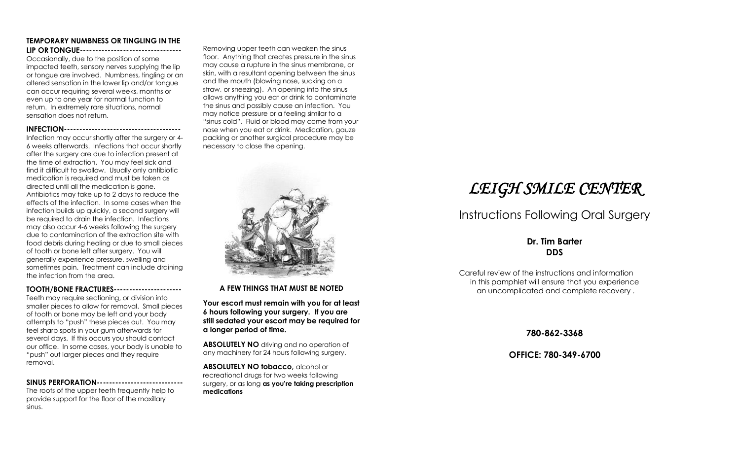### TEMPORARY NUMBNESS OR TINGLING IN THE LIP OR TONGUE--------------------------------

Occasionally, due to the position of some impacted teeth, sensory nerves supplying the lip or tongue are involved. Numbness, tingling or an altered sensation in the lower lip and/or tongue can occur requiring several weeks, months or even up to one year for normal function to return. In extremely rare situations, normal sensation does not return.

### INFECTION-------------------------------------

Infection may occur shortly after the surgery or 4-6 weeks afterwards. Infections that occur shortly after the surgery are due to infection present at the time of extraction. You may feel sick and find it difficult to swallow. Usually only antibiotic medication is required and must be taken as directed until all the medication is gone. Antibiotics may take up to 2 days to reduce the effects of the infection. In some cases when the infection builds up quickly, a second surgery will be required to drain the infection. Infections may also occur 4-6 weeks following the surgery due to contamination of the extraction site with food debris during healing or due to small pieces of tooth or bone left after surgery. You will generally experience pressure, swelling and sometimes pain. Treatment can include draining the infection from the area.

### TOOTH/BONE FRACTURES----------------------

Teeth may require sectioning, or division into smaller pieces to allow for removal. Small pieces of tooth or bone may be left and your body attempts to "push" these pieces out. You may feel sharp spots in your gum afterwards for several days. If this occurs you should contact our office. In some cases, your body is unable to "push" out larger pieces and they require removal.

### SINUS PERFORATION---------------------------

The roots of the upper teeth frequently help to provide support for the floor of the maxillary sinus.

Removing upper teeth can weaken the sinus floor. Anything that creates pressure in the sinus may cause a rupture in the sinus membrane, or skin, with a resultant opening between the sinus and the mouth (blowing nose, sucking on a straw, or sneezing). An opening into the sinus allows anything you eat or drink to contaminate the sinus and possibly cause an infection. You may notice pressure or a feeling similar to a "sinus cold". Fluid or blood may come from your nose when you eat or drink. Medication, gauze packing or another surgical procedure may be necessary to close the opening.

### A FEW THINGS THAT MUST BE NOTED

**Your escort must remain with you for at least 6 hours following your surgery. If you are still sedated your escort may be required for a longer period of time.**

**ABSOLUTELY NO** driving and no operation of any machinery for 24 hours following surgery.

**ABSOLUTELY NO tobacco,** alcohol or recreational drugs for two weeks following surgery, or as long **as you're taking prescription medications**

# *LEIGH SMILE CENTER*

## Instructions Following Oral Surgery

**Dr. Tim Barter**
**DDS**

Careful review of the instructions and information in this pamphlet will ensure that you experience an uncomplicated and complete recovery .

**780-862-3368**

**OFFICE: 780-349-6700**